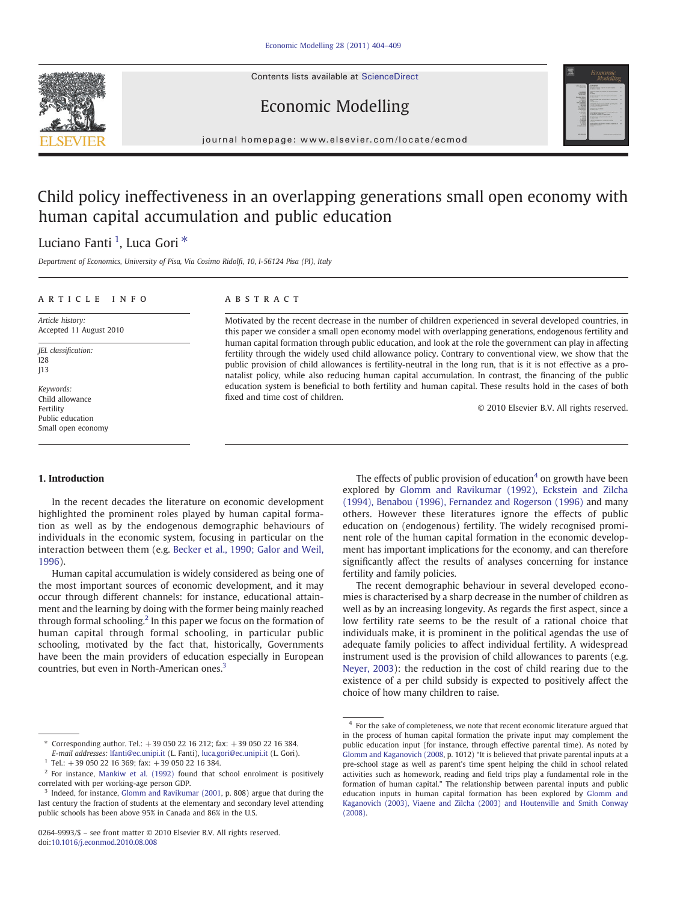# Child policy ineffectiveness in an overlapping generations small open economy with human capital accumulation and public education

Luciano Fanti [1], Luca Gori *

*Department of Economics, University of Pisa, Via Cosimo Ridolfi, 10, I-56124 Pisa (PI), Italy*

## ARTICLE INFO

*Article history:*
Accepted 11 August 2010

*JEL classification:*
I28
J13

*Keywords:*
Child allowance
Fertility
Public education
Small open economy

## ABSTRACT

Motivated by the recent decrease in the number of children experienced in several developed countries, in this paper we consider a small open economy model with overlapping generations, endogenous fertility and human capital formation through public education, and look at the role the government can play in affecting fertility through the widely used child allowance policy. Contrary to conventional view, we show that the public provision of child allowances is fertility-neutral in the long run, that is it is not effective as a pronatalist policy, while also reducing human capital accumulation. In contrast, the financing of the public education system is beneficial to both fertility and human capital. These results hold in the cases of both fixed and time cost of children.

© 2010 Elsevier B.V. All rights reserved.

## 1. Introduction

In the recent decades the literature on economic development highlighted the prominent roles played by human capital formation as well as by the endogenous demographic behaviours of individuals in the economic system, focusing in particular on the interaction between them (e.g. Becker et al., 1990; Galor and Weil, 1996).

Human capital accumulation is widely considered as being one of the most important sources of economic development, and it may occur through different channels: for instance, educational attainment and the learning by doing with the former being mainly reached through formal schooling.[2] In this paper we focus on the formation of human capital through formal schooling, in particular public schooling, motivated by the fact that, historically, Governments have been the main providers of education especially in European countries, but even in North-American ones.[3]

The effects of public provision of education[4] on growth have been explored by Glomm and Ravikumar (1992), Eckstein and Zilcha (1994), Benabou (1996), Fernandez and Rogerson (1996) and many others. However these literatures ignore the effects of public education on (endogenous) fertility. The widely recognised prominent role of the human capital formation in the economic development has important implications for the economy, and can therefore significantly affect the results of analyses concerning for instance fertility and family policies.

The recent demographic behaviour in several developed economies is characterised by a sharp decrease in the number of children as well as by an increasing longevity. As regards the first aspect, since a low fertility rate seems to be the result of a rational choice that individuals make, it is prominent in the political agendas the use of adequate family policies to affect individual fertility. A widespread instrument used is the provision of child allowances to parents (e.g. Neyer, 2003): the reduction in the cost of child rearing due to the existence of a per child subsidy is expected to positively affect the choice of how many children to raise.

---

\* Corresponding author. Tel.: +39 050 22 16 212; fax: +39 050 22 16 384.
*E-mail addresses:* lfanti@ec.unipi.it (L. Fanti), luca.gori@ec.unipi.it (L. Gori).

[1] Tel.: +39 050 22 16 369; fax: +39 050 22 16 384.

[2] For instance, Mankiw et al. (1992) found that school enrolment is positively correlated with per working-age person GDP.

[3] Indeed, for instance, Glomm and Ravikumar (2001, p. 808) argue that during the last century the fraction of students at the elementary and secondary level attending public schools has been above 95% in Canada and 86% in the U.S.

[4] For the sake of completeness, we note that recent economic literature argued that in the process of human capital formation the private input may complement the public education input (for instance, through effective parental time). As noted by Glomm and Kaganovich (2008, p. 1012) "It is believed that private parental inputs at a pre-school stage as well as parent's time spent helping the child in school related activities such as homework, reading and field trips play a fundamental role in the formation of human capital." The relationship between parental inputs and public education inputs in human capital formation has been explored by Glomm and Kaganovich (2003), Viaene and Zilcha (2003) and Houtenville and Smith Conway (2008).

0264-9993/$ – see front matter © 2010 Elsevier B.V. All rights reserved.
doi:10.1016/j.econmod.2010.08.008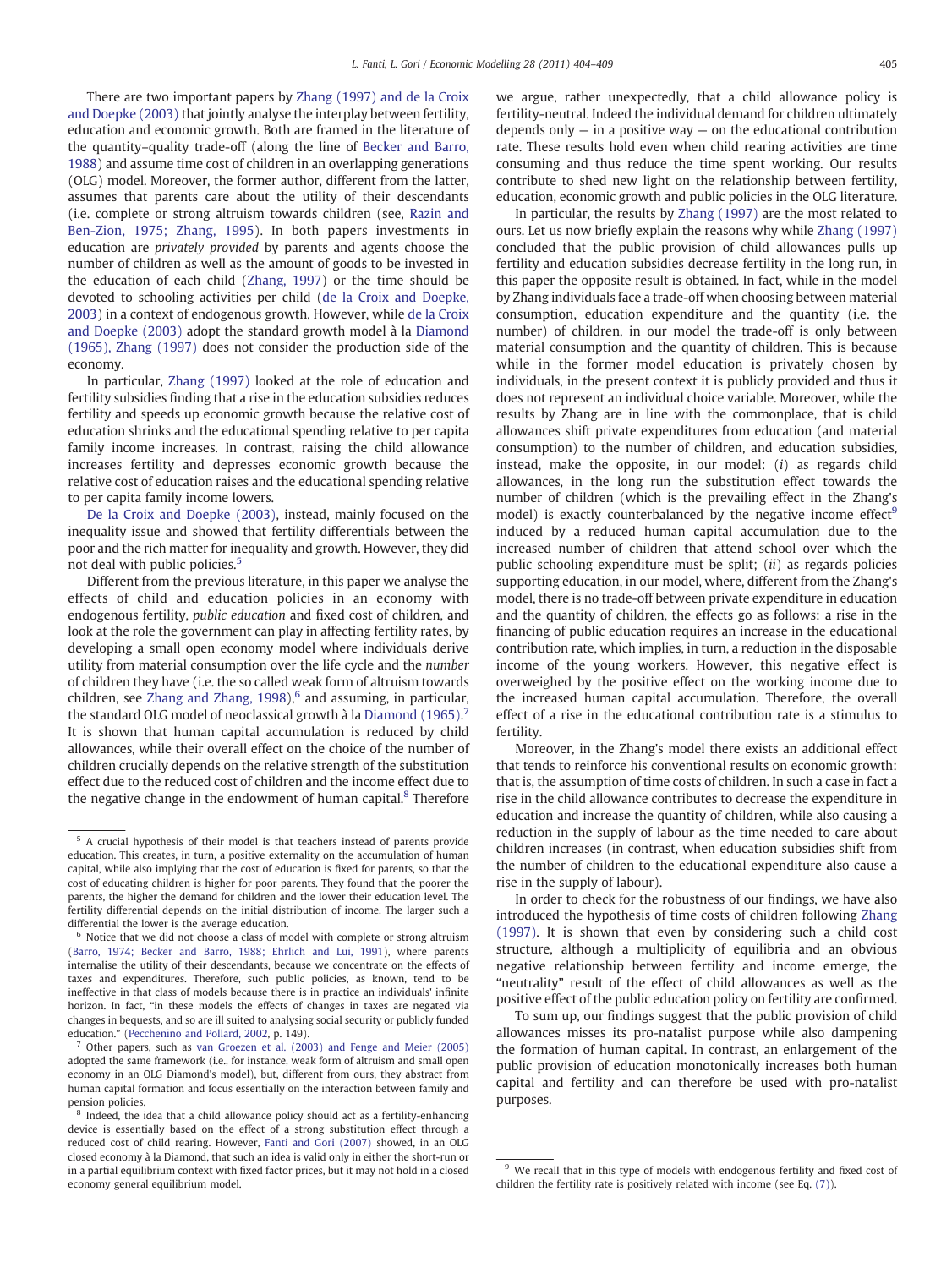There are two important papers by Zhang (1997) and de la Croix and Doepke (2003) that jointly analyse the interplay between fertility, education and economic growth. Both are framed in the literature of the quantity–quality trade-off (along the line of Becker and Barro, 1988) and assume time cost of children in an overlapping generations (OLG) model. Moreover, the former author, different from the latter, assumes that parents care about the utility of their descendants (i.e. complete or strong altruism towards children (see, Razin and Ben-Zion, 1975; Zhang, 1995). In both papers investments in education are *privately provided* by parents and agents choose the number of children as well as the amount of goods to be invested in the education of each child (Zhang, 1997) or the time should be devoted to schooling activities per child (de la Croix and Doepke, 2003) in a context of endogenous growth. However, while de la Croix and Doepke (2003) adopt the standard growth model à la Diamond (1965), Zhang (1997) does not consider the production side of the economy.

In particular, Zhang (1997) looked at the role of education and fertility subsidies finding that a rise in the education subsidies reduces fertility and speeds up economic growth because the relative cost of education shrinks and the educational spending relative to per capita family income increases. In contrast, raising the child allowance increases fertility and depresses economic growth because the relative cost of education raises and the educational spending relative to per capita family income lowers.

De la Croix and Doepke (2003), instead, mainly focused on the inequality issue and showed that fertility differentials between the poor and the rich matter for inequality and growth. However, they did not deal with public policies.[5]

Different from the previous literature, in this paper we analyse the effects of child and education policies in an economy with endogenous fertility, *public education* and fixed cost of children, and look at the role the government can play in affecting fertility rates, by developing a small open economy model where individuals derive utility from material consumption over the life cycle and the *number* of children they have (i.e. the so called weak form of altruism towards children, see Zhang and Zhang, 1998),[6] and assuming, in particular, the standard OLG model of neoclassical growth à la Diamond (1965).[7] It is shown that human capital accumulation is reduced by child allowances, while their overall effect on the choice of the number of children crucially depends on the relative strength of the substitution effect due to the reduced cost of children and the income effect due to the negative change in the endowment of human capital.[8] Therefore we argue, rather unexpectedly, that a child allowance policy is fertility-neutral. Indeed the individual demand for children ultimately depends only — in a positive way — on the educational contribution rate. These results hold even when child rearing activities are time consuming and thus reduce the time spent working. Our results contribute to shed new light on the relationship between fertility, education, economic growth and public policies in the OLG literature.

In particular, the results by Zhang (1997) are the most related to ours. Let us now briefly explain the reasons why while Zhang (1997) concluded that the public provision of child allowances pulls up fertility and education subsidies decrease fertility in the long run, in this paper the opposite result is obtained. In fact, while in the model by Zhang individuals face a trade-off when choosing between material consumption, education expenditure and the quantity (i.e. the number) of children, in our model the trade-off is only between material consumption and the quantity of children. This is because while in the former model education is privately chosen by individuals, in the present context it is publicly provided and thus it does not represent an individual choice variable. Moreover, while the results by Zhang are in line with the commonplace, that is child allowances shift private expenditures from education (and material consumption) to the number of children, and education subsidies, instead, make the opposite, in our model: (*i*) as regards child allowances, in the long run the substitution effect towards the number of children (which is the prevailing effect in the Zhang's model) is exactly counterbalanced by the negative income effect[9] induced by a reduced human capital accumulation due to the increased number of children that attend school over which the public schooling expenditure must be split; (*ii*) as regards policies supporting education, in our model, where, different from the Zhang's model, there is no trade-off between private expenditure in education and the quantity of children, the effects go as follows: a rise in the financing of public education requires an increase in the educational contribution rate, which implies, in turn, a reduction in the disposable income of the young workers. However, this negative effect is overweighed by the positive effect on the working income due to the increased human capital accumulation. Therefore, the overall effect of a rise in the educational contribution rate is a stimulus to fertility.

Moreover, in the Zhang's model there exists an additional effect that tends to reinforce his conventional results on economic growth: that is, the assumption of time costs of children. In such a case in fact a rise in the child allowance contributes to decrease the expenditure in education and increase the quantity of children, while also causing a reduction in the supply of labour as the time needed to care about children increases (in contrast, when education subsidies shift from the number of children to the educational expenditure also cause a rise in the supply of labour).

In order to check for the robustness of our findings, we have also introduced the hypothesis of time costs of children following Zhang (1997). It is shown that even by considering such a child cost structure, although a multiplicity of equilibria and an obvious negative relationship between fertility and income emerge, the "neutrality" result of the effect of child allowances as well as the positive effect of the public education policy on fertility are confirmed.

To sum up, our findings suggest that the public provision of child allowances misses its pro-natalist purpose while also dampening the formation of human capital. In contrast, an enlargement of the public provision of education monotonically increases both human capital and fertility and can therefore be used with pro-natalist purposes.

---

[5] A crucial hypothesis of their model is that teachers instead of parents provide education. This creates, in turn, a positive externality on the accumulation of human capital, while also implying that the cost of education is fixed for parents, so that the cost of educating children is higher for poor parents. They found that the poorer the parents, the higher the demand for children and the lower their education level. The fertility differential depends on the initial distribution of income. The larger such a differential the lower is the average education.

[6] Notice that we did not choose a class of model with complete or strong altruism (Barro, 1974; Becker and Barro, 1988; Ehrlich and Lui, 1991), where parents internalise the utility of their descendants, because we concentrate on the effects of taxes and expenditures. Therefore, such public policies, as known, tend to be ineffective in that class of models because there is in practice an individuals' infinite horizon. In fact, "in these models the effects of changes in taxes are negated via changes in bequests, and so are ill suited to analysing social security or publicly funded education." (Pecchenino and Pollard, 2002, p. 149).

[7] Other papers, such as van Groezen et al. (2003) and Fenge and Meier (2005) adopted the same framework (i.e., for instance, weak form of altruism and small open economy in an OLG Diamond's model), but, different from ours, they abstract from human capital formation and focus essentially on the interaction between family and pension policies.

[8] Indeed, the idea that a child allowance policy should act as a fertility-enhancing device is essentially based on the effect of a strong substitution effect through a reduced cost of child rearing. However, Fanti and Gori (2007) showed, in an OLG closed economy à la Diamond, that such an idea is valid only in either the short-run or in a partial equilibrium context with fixed factor prices, but it may not hold in a closed economy general equilibrium model.

[9] We recall that in this type of models with endogenous fertility and fixed cost of children the fertility rate is positively related with income (see Eq. (7)).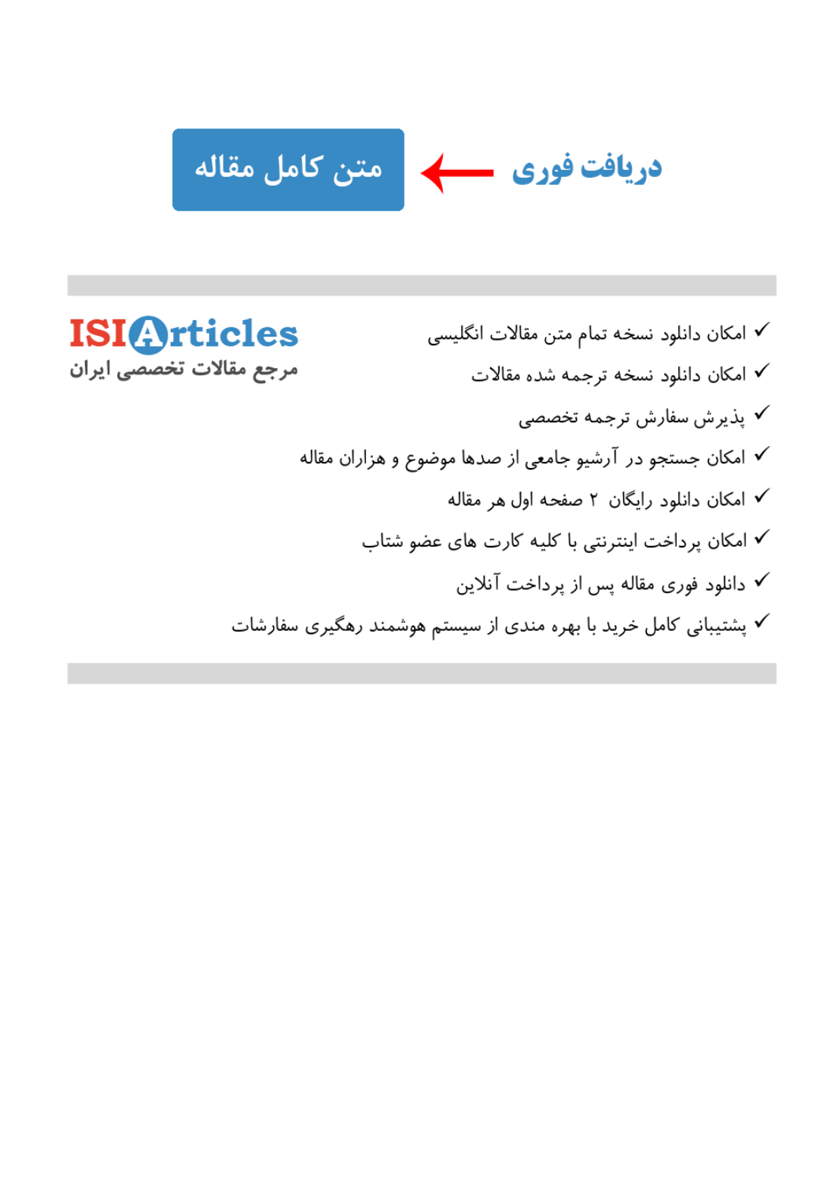دریافت فوری ← **متن کامل مقاله**

**ISIArticles**
مرجع مقالات تخصصی ایران

- ✓ امکان دانلود نسخه تمام متن مقالات انگلیسی
- ✓ امکان دانلود نسخه ترجمه شده مقالات
- ✓ پذیرش سفارش ترجمه تخصصی
- ✓ امکان جستجو در آرشیو جامعی از صدها موضوع و هزاران مقاله
- ✓ امکان دانلود رایگان ۲ صفحه اول هر مقاله
- ✓ امکان پرداخت اینترنتی با کلیه کارت های عضو شتاب
- ✓ دانلود فوری مقاله پس از پرداخت آنلاین
- ✓ پشتیبانی کامل خرید با بهره مندی از سیستم هوشمند رهگیری سفارشات